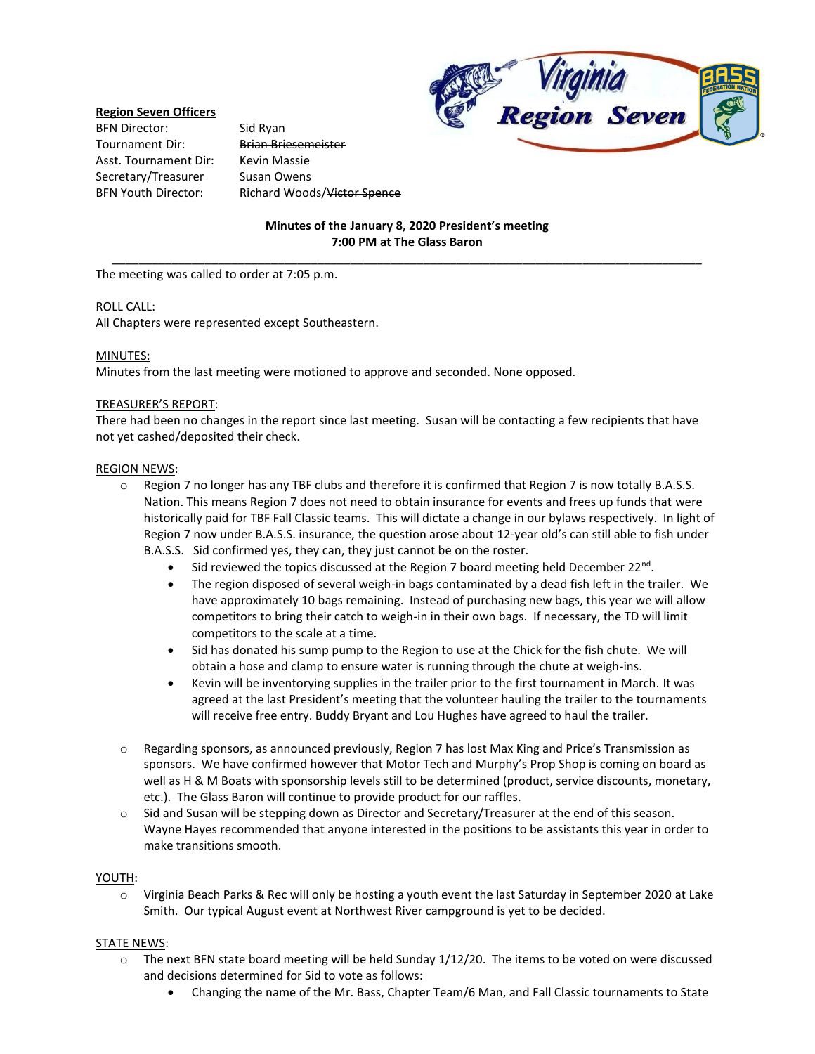**Region Seven Officers**

BFN Director: Sid Ryan
Tournament Dir: ~~Brian Briesemeister~~
Asst. Tournament Dir: Kevin Massie
Secretary/Treasurer: Susan Owens
BFN Youth Director: Richard Woods/~~Victor Spence~~

**Minutes of the January 8, 2020 President's meeting**
**7:00 PM at The Glass Baron**

---

The meeting was called to order at 7:05 p.m.

ROLL CALL:
All Chapters were represented except Southeastern.

MINUTES:
Minutes from the last meeting were motioned to approve and seconded. None opposed.

TREASURER'S REPORT:
There had been no changes in the report since last meeting. Susan will be contacting a few recipients that have not yet cashed/deposited their check.

REGION NEWS:

- Region 7 no longer has any TBF clubs and therefore it is confirmed that Region 7 is now totally B.A.S.S. Nation. This means Region 7 does not need to obtain insurance for events and frees up funds that were historically paid for TBF Fall Classic teams. This will dictate a change in our bylaws respectively. In light of Region 7 now under B.A.S.S. insurance, the question arose about 12-year old's can still able to fish under B.A.S.S. Sid confirmed yes, they can, they just cannot be on the roster.
  - Sid reviewed the topics discussed at the Region 7 board meeting held December 22nd.
  - The region disposed of several weigh-in bags contaminated by a dead fish left in the trailer. We have approximately 10 bags remaining. Instead of purchasing new bags, this year we will allow competitors to bring their catch to weigh-in in their own bags. If necessary, the TD will limit competitors to the scale at a time.
  - Sid has donated his sump pump to the Region to use at the Chick for the fish chute. We will obtain a hose and clamp to ensure water is running through the chute at weigh-ins.
  - Kevin will be inventorying supplies in the trailer prior to the first tournament in March. It was agreed at the last President's meeting that the volunteer hauling the trailer to the tournaments will receive free entry. Buddy Bryant and Lou Hughes have agreed to haul the trailer.
- Regarding sponsors, as announced previously, Region 7 has lost Max King and Price's Transmission as sponsors. We have confirmed however that Motor Tech and Murphy's Prop Shop is coming on board as well as H & M Boats with sponsorship levels still to be determined (product, service discounts, monetary, etc.). The Glass Baron will continue to provide product for our raffles.
- Sid and Susan will be stepping down as Director and Secretary/Treasurer at the end of this season. Wayne Hayes recommended that anyone interested in the positions to be assistants this year in order to make transitions smooth.

YOUTH:

- Virginia Beach Parks & Rec will only be hosting a youth event the last Saturday in September 2020 at Lake Smith. Our typical August event at Northwest River campground is yet to be decided.

STATE NEWS:

- The next BFN state board meeting will be held Sunday 1/12/20. The items to be voted on were discussed and decisions determined for Sid to vote as follows:
  - Changing the name of the Mr. Bass, Chapter Team/6 Man, and Fall Classic tournaments to State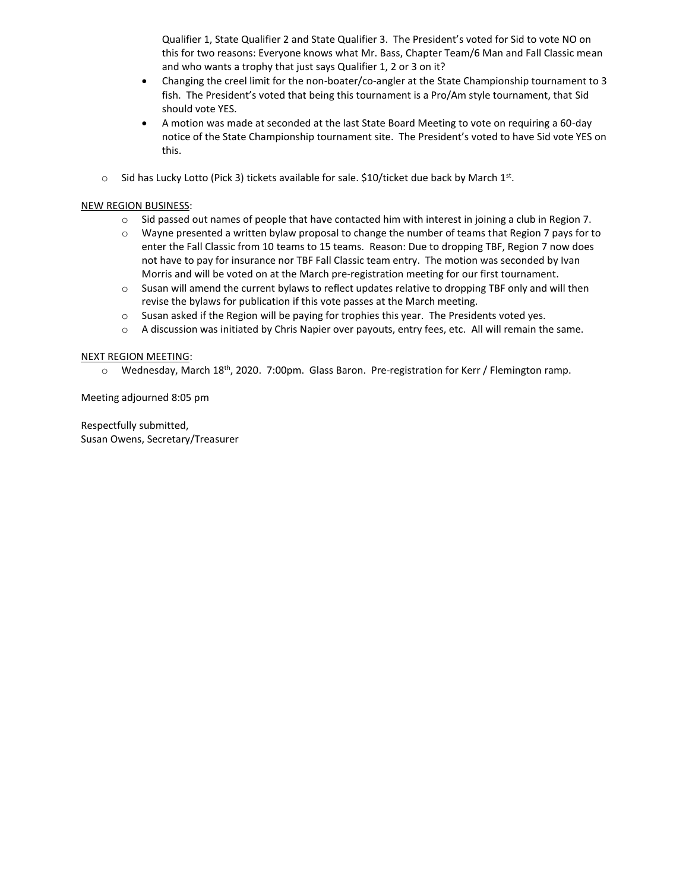Qualifier 1, State Qualifier 2 and State Qualifier 3. The President's voted for Sid to vote NO on this for two reasons: Everyone knows what Mr. Bass, Chapter Team/6 Man and Fall Classic mean and who wants a trophy that just says Qualifier 1, 2 or 3 on it?

- Changing the creel limit for the non-boater/co-angler at the State Championship tournament to 3 fish. The President's voted that being this tournament is a Pro/Am style tournament, that Sid should vote YES.
- A motion was made at seconded at the last State Board Meeting to vote on requiring a 60-day notice of the State Championship tournament site. The President's voted to have Sid vote YES on this.

- Sid has Lucky Lotto (Pick 3) tickets available for sale. $10/ticket due back by March 1st.

NEW REGION BUSINESS:

- Sid passed out names of people that have contacted him with interest in joining a club in Region 7.
- Wayne presented a written bylaw proposal to change the number of teams that Region 7 pays for to enter the Fall Classic from 10 teams to 15 teams. Reason: Due to dropping TBF, Region 7 now does not have to pay for insurance nor TBF Fall Classic team entry. The motion was seconded by Ivan Morris and will be voted on at the March pre-registration meeting for our first tournament.
- Susan will amend the current bylaws to reflect updates relative to dropping TBF only and will then revise the bylaws for publication if this vote passes at the March meeting.
- Susan asked if the Region will be paying for trophies this year. The Presidents voted yes.
- A discussion was initiated by Chris Napier over payouts, entry fees, etc. All will remain the same.

NEXT REGION MEETING:

- Wednesday, March 18th, 2020. 7:00pm. Glass Baron. Pre-registration for Kerr / Flemington ramp.

Meeting adjourned 8:05 pm

Respectfully submitted,
Susan Owens, Secretary/Treasurer